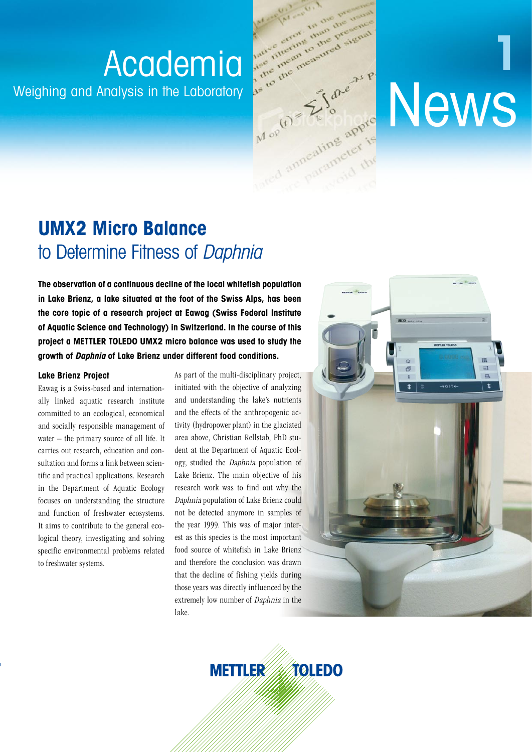# Academia

Weighing and Analysis in the Laboratory

**1**

**News**

## **UMX2 Micro Balance**
## to Determine Fitness of *Daphnia*

**The observation of a continuous decline of the local whitefish population in Lake Brienz, a lake situated at the foot of the Swiss Alps, has been the core topic of a research project at Eawag (Swiss Federal Institute of Aquatic Science and Technology) in Switzerland. In the course of this project a METTLER TOLEDO UMX2 micro balance was used to study the growth of *Daphnia* of Lake Brienz under different food conditions.**

### Lake Brienz Project

Eawag is a Swiss-based and internationally linked aquatic research institute committed to an ecological, economical and socially responsible management of water – the primary source of all life. It carries out research, education and consultation and forms a link between scientific and practical applications. Research in the Department of Aquatic Ecology focuses on understanding the structure and function of freshwater ecosystems. It aims to contribute to the general ecological theory, investigating and solving specific environmental problems related to freshwater systems.

As part of the multi-disciplinary project, initiated with the objective of analyzing and understanding the lake's nutrients and the effects of the anthropogenic activity (hydropower plant) in the glaciated area above, Christian Rellstab, PhD student at the Department of Aquatic Ecology, studied the *Daphnia* population of Lake Brienz. The main objective of his research work was to find out why the *Daphnia* population of Lake Brienz could not be detected anymore in samples of the year 1999. This was of major interest as this species is the most important food source of whitefish in Lake Brienz and therefore the conclusion was drawn that the decline of fishing yields during those years was directly influenced by the extremely low number of *Daphnia* in the lake.

METTLER TOLEDO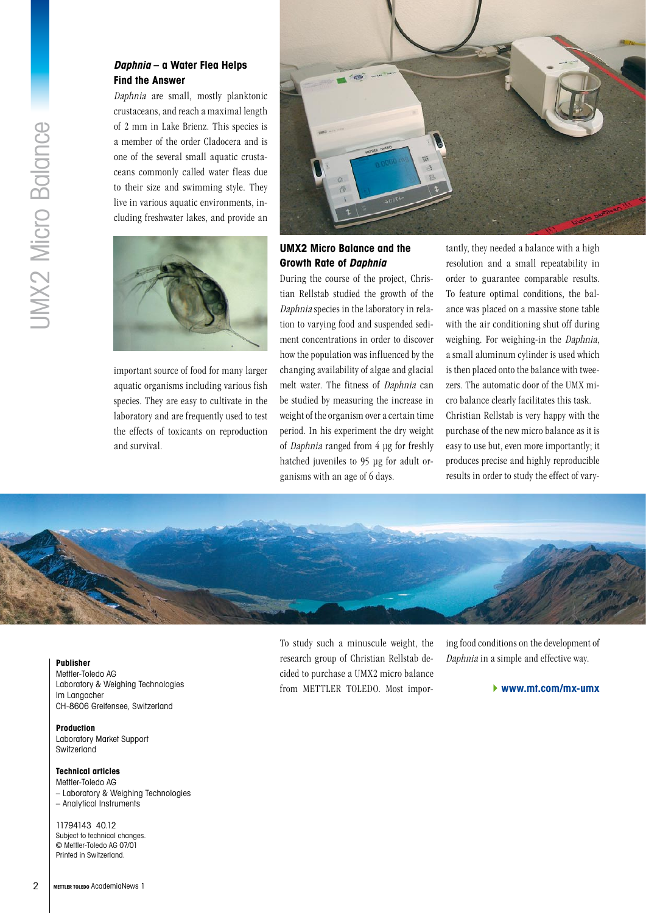## *Daphnia* – a Water Flea Helps Find the Answer

*Daphnia* are small, mostly planktonic crustaceans, and reach a maximal length of 2 mm in Lake Brienz. This species is a member of the order Cladocera and is one of the several small aquatic crustaceans commonly called water fleas due to their size and swimming style. They live in various aquatic environments, including freshwater lakes, and provide an important source of food for many larger aquatic organisms including various fish species. They are easy to cultivate in the laboratory and are frequently used to test the effects of toxicants on reproduction and survival.

## UMX2 Micro Balance and the Growth Rate of *Daphnia*

During the course of the project, Christian Rellstab studied the growth of the *Daphnia* species in the laboratory in relation to varying food and suspended sediment concentrations in order to discover how the population was influenced by the changing availability of algae and glacial melt water. The fitness of *Daphnia* can be studied by measuring the increase in weight of the organism over a certain time period. In his experiment the dry weight of *Daphnia* ranged from 4 µg for freshly hatched juveniles to 95 µg for adult organisms with an age of 6 days.

To study such a minuscule weight, the research group of Christian Rellstab decided to purchase a UMX2 micro balance from METTLER TOLEDO. Most importantly, they needed a balance with a high resolution and a small repeatability in order to guarantee comparable results. To feature optimal conditions, the balance was placed on a massive stone table with the air conditioning shut off during weighing. For weighing-in the *Daphnia*, a small aluminum cylinder is used which is then placed onto the balance with tweezers. The automatic door of the UMX micro balance clearly facilitates this task.

Christian Rellstab is very happy with the purchase of the new micro balance as it is easy to use but, even more importantly; it produces precise and highly reproducible results in order to study the effect of varying food conditions on the development of *Daphnia* in a simple and effective way.

**www.mt.com/mx-umx**

**Publisher**
Mettler-Toledo AG
Laboratory & Weighing Technologies
Im Langacher
CH-8606 Greifensee, Switzerland

**Production**
Laboratory Market Support
Switzerland

**Technical articles**
Mettler-Toledo AG
– Laboratory & Weighing Technologies
– Analytical Instruments

11794143 40.12
Subject to technical changes.
© Mettler-Toledo AG 07/01
Printed in Switzerland.